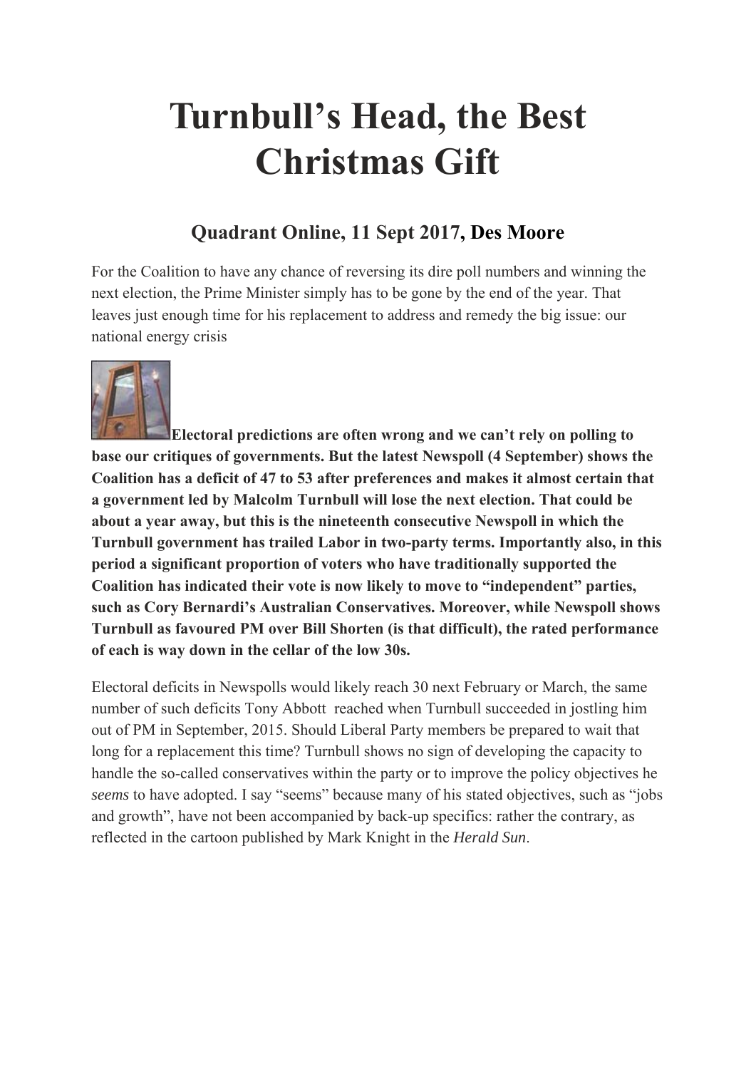# Turnbull's Head, the Best Christmas Gift

## Quadrant Online, 11 Sept 2017, Des Moore

For the Coalition to have any chance of reversing its dire poll numbers and winning the next election, the Prime Minister simply has to be gone by the end of the year. That leaves just enough time for his replacement to address and remedy the big issue: our national energy crisis

**Electoral predictions are often wrong and we can't rely on polling to base our critiques of governments. But the latest Newspoll (4 September) shows the Coalition has a deficit of 47 to 53 after preferences and makes it almost certain that a government led by Malcolm Turnbull will lose the next election. That could be about a year away, but this is the nineteenth consecutive Newspoll in which the Turnbull government has trailed Labor in two-party terms. Importantly also, in this period a significant proportion of voters who have traditionally supported the Coalition has indicated their vote is now likely to move to "independent" parties, such as Cory Bernardi's Australian Conservatives. Moreover, while Newspoll shows Turnbull as favoured PM over Bill Shorten (is that difficult), the rated performance of each is way down in the cellar of the low 30s.**

Electoral deficits in Newspolls would likely reach 30 next February or March, the same number of such deficits Tony Abbott reached when Turnbull succeeded in jostling him out of PM in September, 2015. Should Liberal Party members be prepared to wait that long for a replacement this time? Turnbull shows no sign of developing the capacity to handle the so-called conservatives within the party or to improve the policy objectives he *seems* to have adopted. I say "seems" because many of his stated objectives, such as "jobs and growth", have not been accompanied by back-up specifics: rather the contrary, as reflected in the cartoon published by Mark Knight in the *Herald Sun*.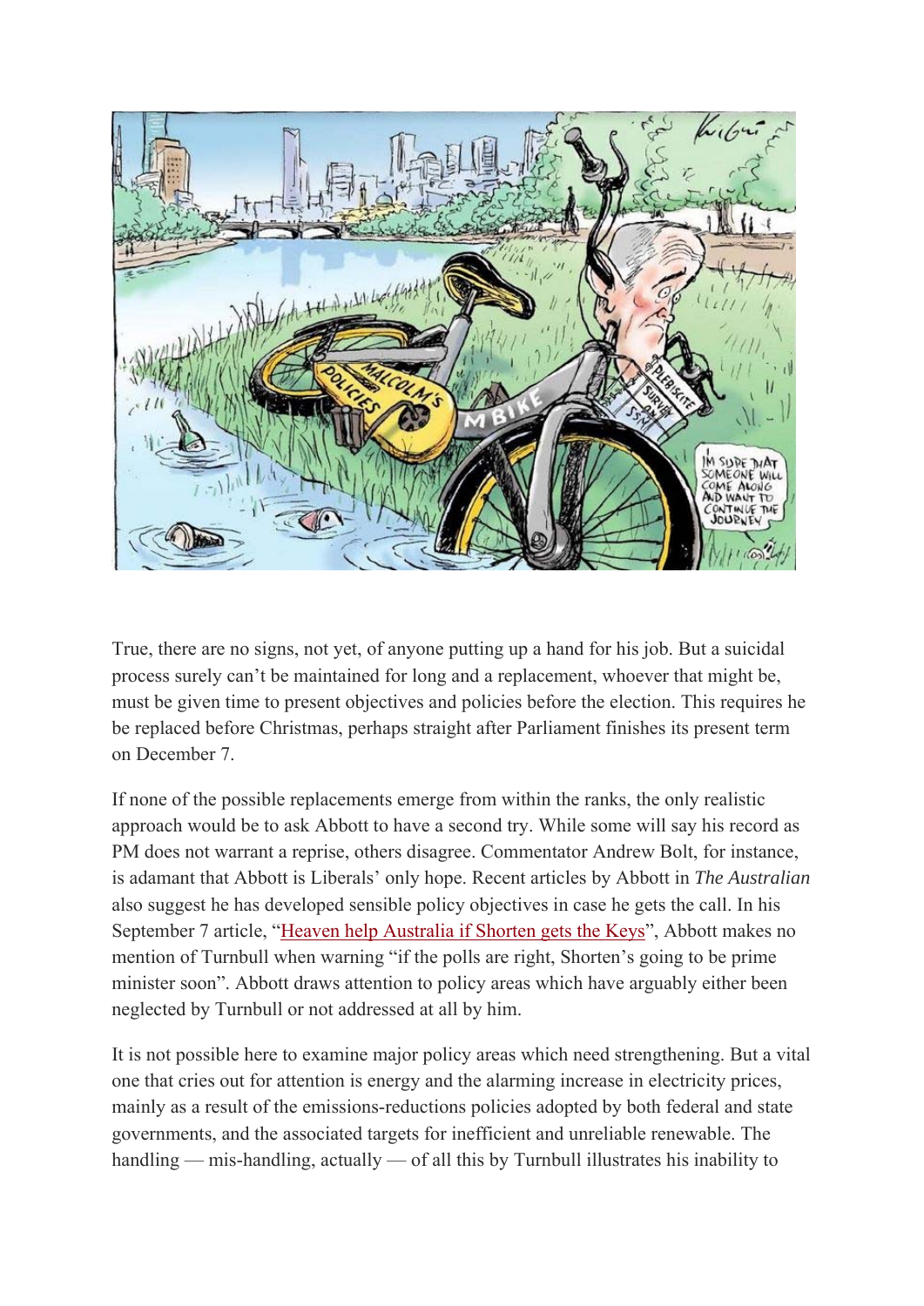True, there are no signs, not yet, of anyone putting up a hand for his job. But a suicidal process surely can't be maintained for long and a replacement, whoever that might be, must be given time to present objectives and policies before the election. This requires he be replaced before Christmas, perhaps straight after Parliament finishes its present term on December 7.

If none of the possible replacements emerge from within the ranks, the only realistic approach would be to ask Abbott to have a second try. While some will say his record as PM does not warrant a reprise, others disagree. Commentator Andrew Bolt, for instance, is adamant that Abbott is Liberals' only hope. Recent articles by Abbott in *The Australian* also suggest he has developed sensible policy objectives in case he gets the call. In his September 7 article, "Heaven help Australia if Shorten gets the Keys", Abbott makes no mention of Turnbull when warning "if the polls are right, Shorten's going to be prime minister soon". Abbott draws attention to policy areas which have arguably either been neglected by Turnbull or not addressed at all by him.

It is not possible here to examine major policy areas which need strengthening. But a vital one that cries out for attention is energy and the alarming increase in electricity prices, mainly as a result of the emissions-reductions policies adopted by both federal and state governments, and the associated targets for inefficient and unreliable renewable. The handling — mis-handling, actually — of all this by Turnbull illustrates his inability to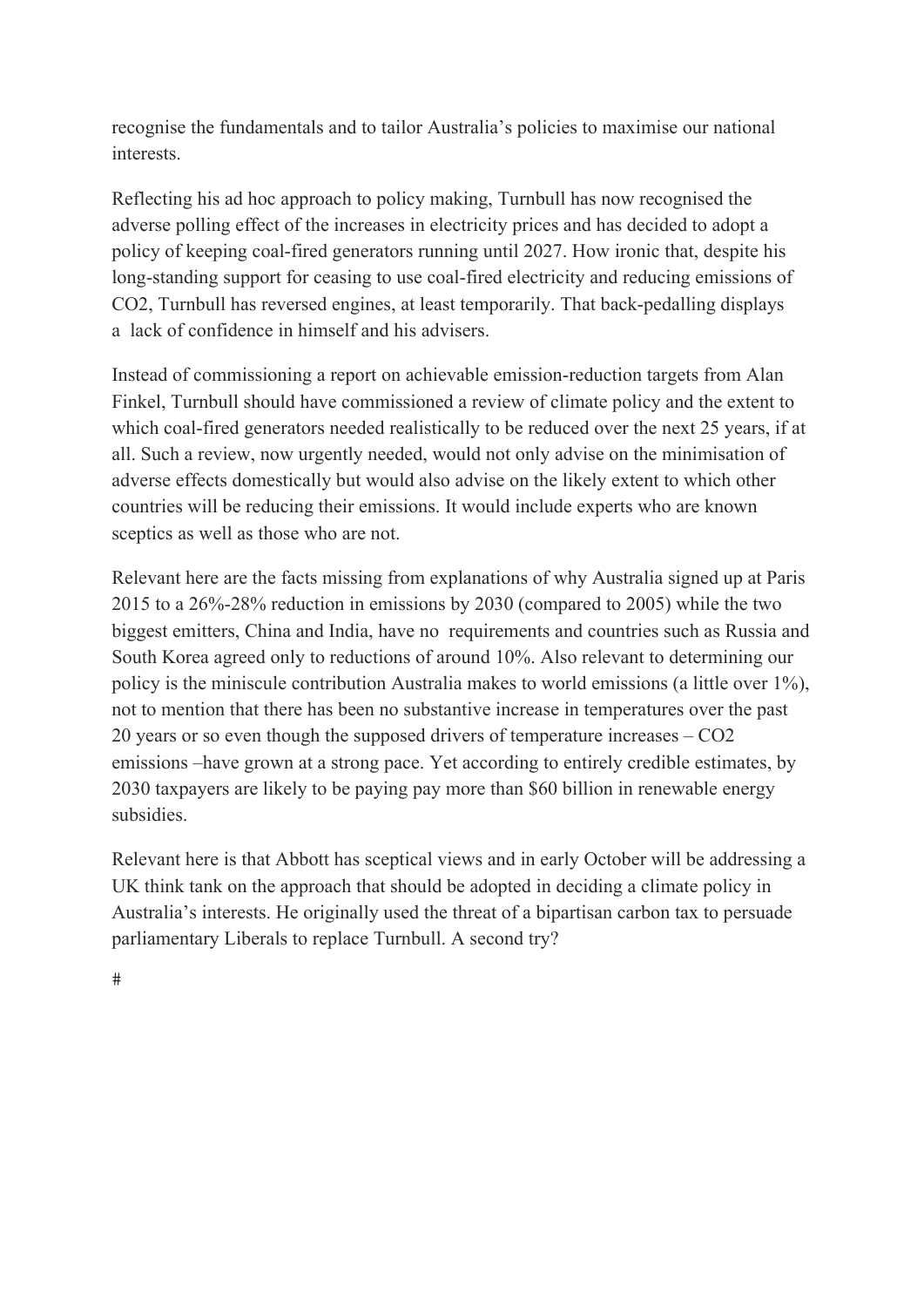recognise the fundamentals and to tailor Australia's policies to maximise our national interests.

Reflecting his ad hoc approach to policy making, Turnbull has now recognised the adverse polling effect of the increases in electricity prices and has decided to adopt a policy of keeping coal-fired generators running until 2027. How ironic that, despite his long-standing support for ceasing to use coal-fired electricity and reducing emissions of $CO_2$, Turnbull has reversed engines, at least temporarily. That back-pedalling displays a lack of confidence in himself and his advisers.

Instead of commissioning a report on achievable emission-reduction targets from Alan Finkel, Turnbull should have commissioned a review of climate policy and the extent to which coal-fired generators needed realistically to be reduced over the next 25 years, if at all. Such a review, now urgently needed, would not only advise on the minimisation of adverse effects domestically but would also advise on the likely extent to which other countries will be reducing their emissions. It would include experts who are known sceptics as well as those who are not.

Relevant here are the facts missing from explanations of why Australia signed up at Paris 2015 to a 26%-28% reduction in emissions by 2030 (compared to 2005) while the two biggest emitters, China and India, have no requirements and countries such as Russia and South Korea agreed only to reductions of around 10%. Also relevant to determining our policy is the miniscule contribution Australia makes to world emissions (a little over 1%), not to mention that there has been no substantive increase in temperatures over the past 20 years or so even though the supposed drivers of temperature increases – $CO_2$ emissions –have grown at a strong pace. Yet according to entirely credible estimates, by 2030 taxpayers are likely to be paying pay more than $60 billion in renewable energy subsidies.

Relevant here is that Abbott has sceptical views and in early October will be addressing a UK think tank on the approach that should be adopted in deciding a climate policy in Australia's interests. He originally used the threat of a bipartisan carbon tax to persuade parliamentary Liberals to replace Turnbull. A second try?

#